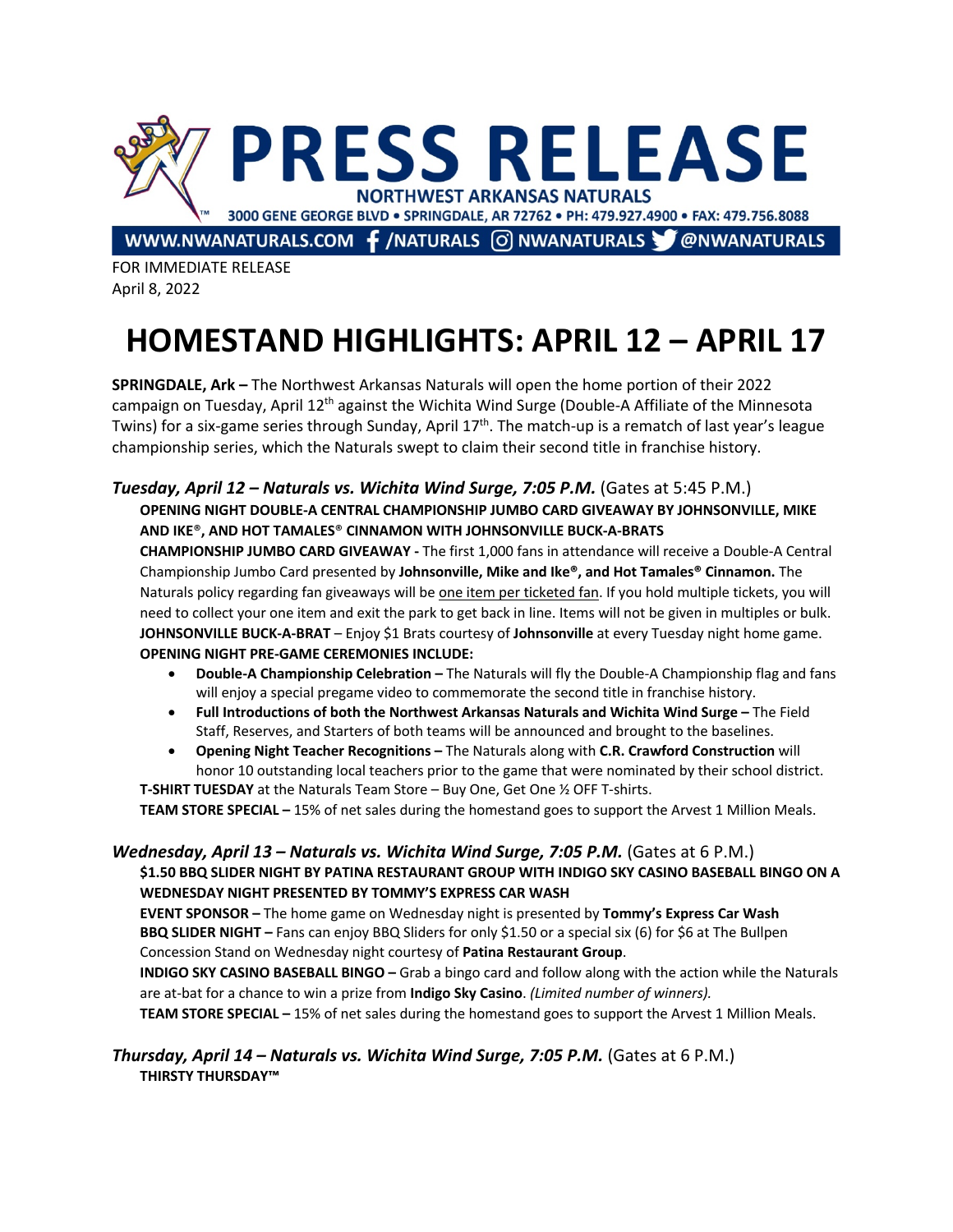# PRESS RELEASE

**NORTHWEST ARKANSAS NATURALS**

3000 GENE GEORGE BLVD • SPRINGDALE, AR 72762 • PH: 479.927.4900 • FAX: 479.756.8088

WWW.NWANATURALS.COM /NATURALS NWANATURALS @NWANATURALS

FOR IMMEDIATE RELEASE
April 8, 2022

# HOMESTAND HIGHLIGHTS: APRIL 12 – APRIL 17

**SPRINGDALE, Ark –** The Northwest Arkansas Naturals will open the home portion of their 2022 campaign on Tuesday, April 12th against the Wichita Wind Surge (Double-A Affiliate of the Minnesota Twins) for a six-game series through Sunday, April 17th. The match-up is a rematch of last year's league championship series, which the Naturals swept to claim their second title in franchise history.

### *Tuesday, April 12 – Naturals vs. Wichita Wind Surge, 7:05 P.M.* (Gates at 5:45 P.M.)

**OPENING NIGHT DOUBLE-A CENTRAL CHAMPIONSHIP JUMBO CARD GIVEAWAY BY JOHNSONVILLE, MIKE AND IKE®, AND HOT TAMALES® CINNAMON WITH JOHNSONVILLE BUCK-A-BRATS**

**CHAMPIONSHIP JUMBO CARD GIVEAWAY -** The first 1,000 fans in attendance will receive a Double-A Central Championship Jumbo Card presented by **Johnsonville, Mike and Ike®, and Hot Tamales® Cinnamon.** The Naturals policy regarding fan giveaways will be one item per ticketed fan. If you hold multiple tickets, you will need to collect your one item and exit the park to get back in line. Items will not be given in multiples or bulk.

**JOHNSONVILLE BUCK-A-BRAT** – Enjoy $1 Brats courtesy of **Johnsonville** at every Tuesday night home game.

**OPENING NIGHT PRE-GAME CEREMONIES INCLUDE:**

- **Double-A Championship Celebration –** The Naturals will fly the Double-A Championship flag and fans will enjoy a special pregame video to commemorate the second title in franchise history.
- **Full Introductions of both the Northwest Arkansas Naturals and Wichita Wind Surge –** The Field Staff, Reserves, and Starters of both teams will be announced and brought to the baselines.
- **Opening Night Teacher Recognitions –** The Naturals along with **C.R. Crawford Construction** will honor 10 outstanding local teachers prior to the game that were nominated by their school district.

**T-SHIRT TUESDAY** at the Naturals Team Store – Buy One, Get One ½ OFF T-shirts.

**TEAM STORE SPECIAL –** 15% of net sales during the homestand goes to support the Arvest 1 Million Meals.

### *Wednesday, April 13 – Naturals vs. Wichita Wind Surge, 7:05 P.M.* (Gates at 6 P.M.)

**$1.50 BBQ SLIDER NIGHT BY PATINA RESTAURANT GROUP WITH INDIGO SKY CASINO BASEBALL BINGO ON A WEDNESDAY NIGHT PRESENTED BY TOMMY'S EXPRESS CAR WASH**

**EVENT SPONSOR –** The home game on Wednesday night is presented by **Tommy's Express Car Wash**

**BBQ SLIDER NIGHT –** Fans can enjoy BBQ Sliders for only $1.50 or a special six (6) for $6 at The Bullpen Concession Stand on Wednesday night courtesy of **Patina Restaurant Group**.

**INDIGO SKY CASINO BASEBALL BINGO –** Grab a bingo card and follow along with the action while the Naturals are at-bat for a chance to win a prize from **Indigo Sky Casino**. *(Limited number of winners).*

**TEAM STORE SPECIAL –** 15% of net sales during the homestand goes to support the Arvest 1 Million Meals.

### *Thursday, April 14 – Naturals vs. Wichita Wind Surge, 7:05 P.M.* (Gates at 6 P.M.)

**THIRSTY THURSDAY™**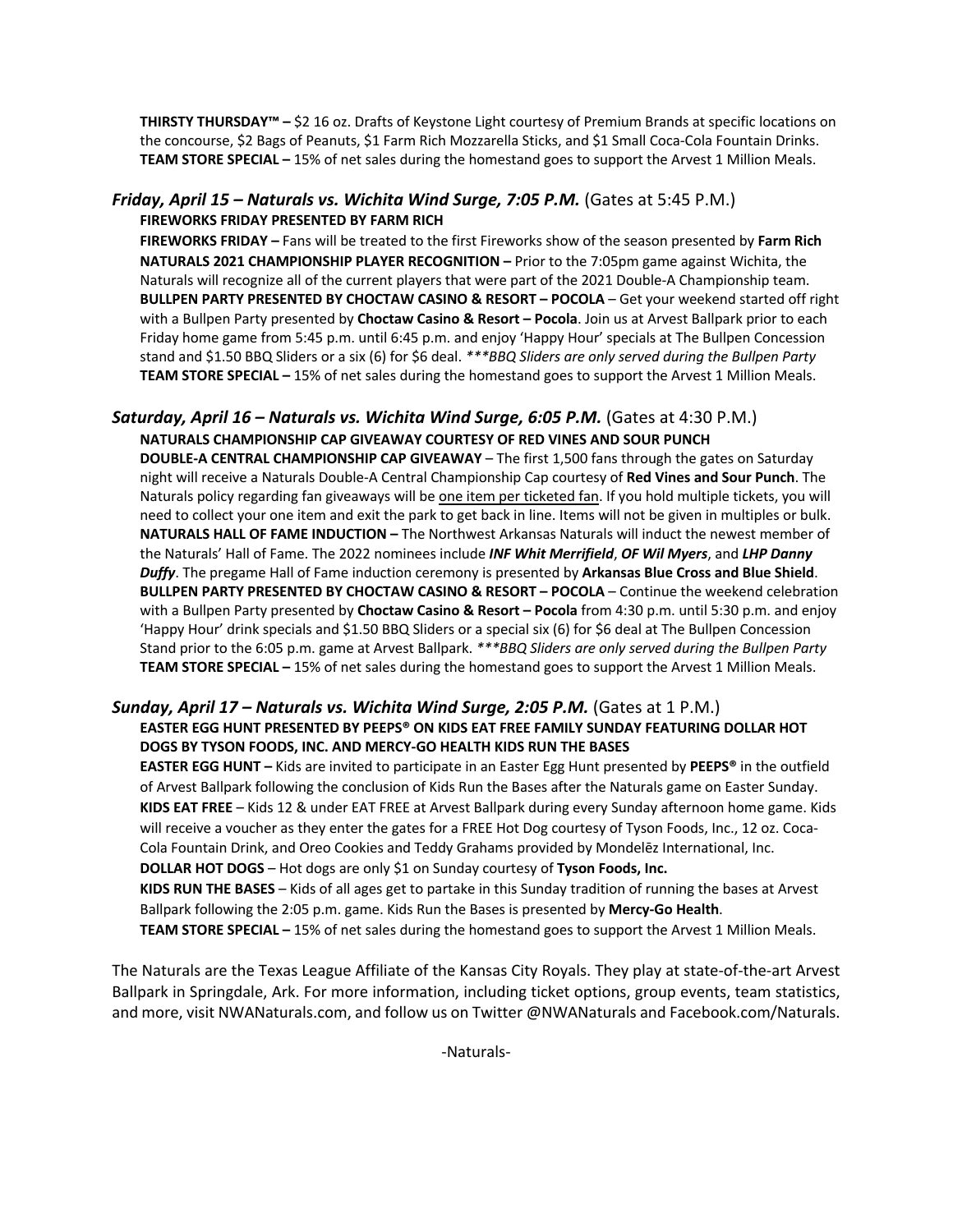**THIRSTY THURSDAY™ –** $2 16 oz. Drafts of Keystone Light courtesy of Premium Brands at specific locations on the concourse, $2 Bags of Peanuts, $1 Farm Rich Mozzarella Sticks, and $1 Small Coca-Cola Fountain Drinks.
**TEAM STORE SPECIAL –** 15% of net sales during the homestand goes to support the Arvest 1 Million Meals.

### *Friday, April 15 – Naturals vs. Wichita Wind Surge, 7:05 P.M.* (Gates at 5:45 P.M.)

**FIREWORKS FRIDAY PRESENTED BY FARM RICH**

**FIREWORKS FRIDAY –** Fans will be treated to the first Fireworks show of the season presented by **Farm Rich**
**NATURALS 2021 CHAMPIONSHIP PLAYER RECOGNITION –** Prior to the 7:05pm game against Wichita, the Naturals will recognize all of the current players that were part of the 2021 Double-A Championship team.
**BULLPEN PARTY PRESENTED BY CHOCTAW CASINO & RESORT – POCOLA** – Get your weekend started off right with a Bullpen Party presented by **Choctaw Casino & Resort – Pocola**. Join us at Arvest Ballpark prior to each Friday home game from 5:45 p.m. until 6:45 p.m. and enjoy 'Happy Hour' specials at The Bullpen Concession stand and $1.50 BBQ Sliders or a six (6) for $6 deal. *\*\*\*BBQ Sliders are only served during the Bullpen Party*
**TEAM STORE SPECIAL –** 15% of net sales during the homestand goes to support the Arvest 1 Million Meals.

### *Saturday, April 16 – Naturals vs. Wichita Wind Surge, 6:05 P.M.* (Gates at 4:30 P.M.)

**NATURALS CHAMPIONSHIP CAP GIVEAWAY COURTESY OF RED VINES AND SOUR PUNCH**

**DOUBLE-A CENTRAL CHAMPIONSHIP CAP GIVEAWAY** – The first 1,500 fans through the gates on Saturday night will receive a Naturals Double-A Central Championship Cap courtesy of **Red Vines and Sour Punch**. The Naturals policy regarding fan giveaways will be one item per ticketed fan. If you hold multiple tickets, you will need to collect your one item and exit the park to get back in line. Items will not be given in multiples or bulk.
**NATURALS HALL OF FAME INDUCTION –** The Northwest Arkansas Naturals will induct the newest member of the Naturals' Hall of Fame. The 2022 nominees include ***INF Whit Merrifield***, ***OF Wil Myers***, and ***LHP Danny Duffy***. The pregame Hall of Fame induction ceremony is presented by **Arkansas Blue Cross and Blue Shield**.
**BULLPEN PARTY PRESENTED BY CHOCTAW CASINO & RESORT – POCOLA** – Continue the weekend celebration with a Bullpen Party presented by **Choctaw Casino & Resort – Pocola** from 4:30 p.m. until 5:30 p.m. and enjoy 'Happy Hour' drink specials and $1.50 BBQ Sliders or a special six (6) for $6 deal at The Bullpen Concession Stand prior to the 6:05 p.m. game at Arvest Ballpark. *\*\*\*BBQ Sliders are only served during the Bullpen Party*
**TEAM STORE SPECIAL –** 15% of net sales during the homestand goes to support the Arvest 1 Million Meals.

### *Sunday, April 17 – Naturals vs. Wichita Wind Surge, 2:05 P.M.* (Gates at 1 P.M.)

**EASTER EGG HUNT PRESENTED BY PEEPS® ON KIDS EAT FREE FAMILY SUNDAY FEATURING DOLLAR HOT DOGS BY TYSON FOODS, INC. AND MERCY-GO HEALTH KIDS RUN THE BASES**

**EASTER EGG HUNT –** Kids are invited to participate in an Easter Egg Hunt presented by **PEEPS®** in the outfield of Arvest Ballpark following the conclusion of Kids Run the Bases after the Naturals game on Easter Sunday.
**KIDS EAT FREE** – Kids 12 & under EAT FREE at Arvest Ballpark during every Sunday afternoon home game. Kids will receive a voucher as they enter the gates for a FREE Hot Dog courtesy of Tyson Foods, Inc., 12 oz. Coca-Cola Fountain Drink, and Oreo Cookies and Teddy Grahams provided by Mondelēz International, Inc.
**DOLLAR HOT DOGS** – Hot dogs are only $1 on Sunday courtesy of **Tyson Foods, Inc.**
**KIDS RUN THE BASES** – Kids of all ages get to partake in this Sunday tradition of running the bases at Arvest Ballpark following the 2:05 p.m. game. Kids Run the Bases is presented by **Mercy-Go Health**.
**TEAM STORE SPECIAL –** 15% of net sales during the homestand goes to support the Arvest 1 Million Meals.

The Naturals are the Texas League Affiliate of the Kansas City Royals. They play at state-of-the-art Arvest Ballpark in Springdale, Ark. For more information, including ticket options, group events, team statistics, and more, visit NWANaturals.com, and follow us on Twitter @NWANaturals and Facebook.com/Naturals.

-Naturals-